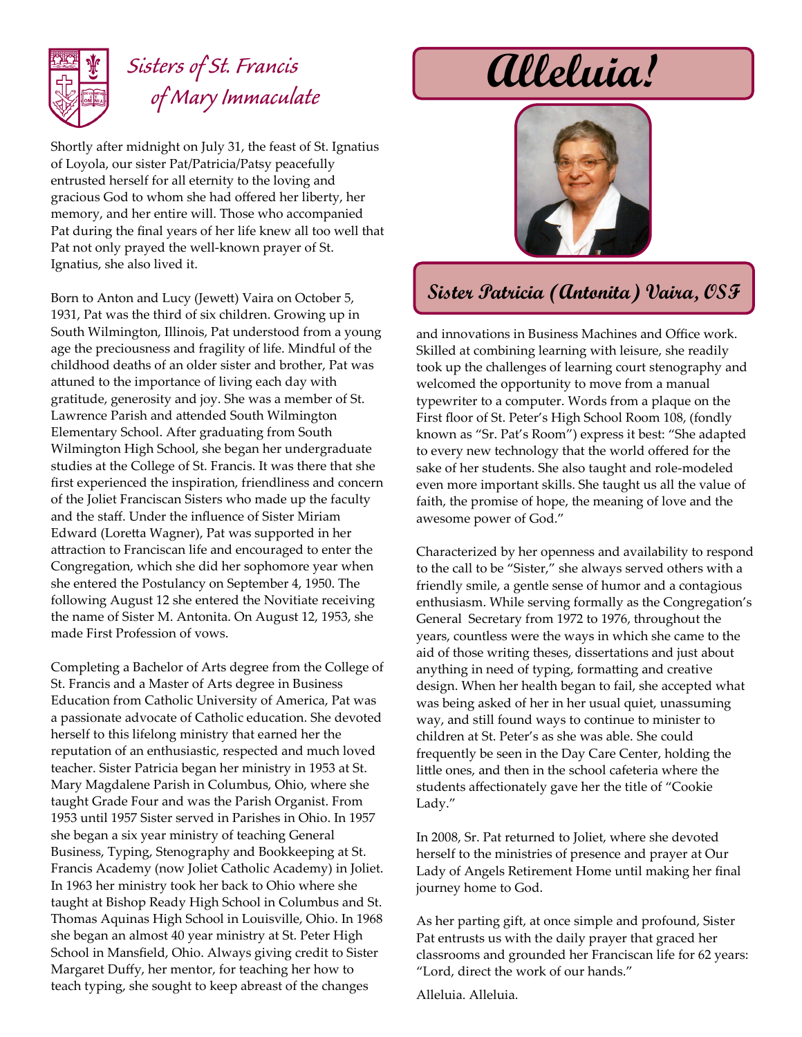# Sisters of St. Francis of Mary Immaculate

# Alleluia!

## Sister Patricia (Antonita) Vaira, OSF

Shortly after midnight on July 31, the feast of St. Ignatius of Loyola, our sister Pat/Patricia/Patsy peacefully entrusted herself for all eternity to the loving and gracious God to whom she had offered her liberty, her memory, and her entire will. Those who accompanied Pat during the final years of her life knew all too well that Pat not only prayed the well-known prayer of St. Ignatius, she also lived it.

Born to Anton and Lucy (Jewett) Vaira on October 5, 1931, Pat was the third of six children. Growing up in South Wilmington, Illinois, Pat understood from a young age the preciousness and fragility of life. Mindful of the childhood deaths of an older sister and brother, Pat was attuned to the importance of living each day with gratitude, generosity and joy. She was a member of St. Lawrence Parish and attended South Wilmington Elementary School. After graduating from South Wilmington High School, she began her undergraduate studies at the College of St. Francis. It was there that she first experienced the inspiration, friendliness and concern of the Joliet Franciscan Sisters who made up the faculty and the staff. Under the influence of Sister Miriam Edward (Loretta Wagner), Pat was supported in her attraction to Franciscan life and encouraged to enter the Congregation, which she did her sophomore year when she entered the Postulancy on September 4, 1950. The following August 12 she entered the Novitiate receiving the name of Sister M. Antonita. On August 12, 1953, she made First Profession of vows.

Completing a Bachelor of Arts degree from the College of St. Francis and a Master of Arts degree in Business Education from Catholic University of America, Pat was a passionate advocate of Catholic education. She devoted herself to this lifelong ministry that earned her the reputation of an enthusiastic, respected and much loved teacher. Sister Patricia began her ministry in 1953 at St. Mary Magdalene Parish in Columbus, Ohio, where she taught Grade Four and was the Parish Organist. From 1953 until 1957 Sister served in Parishes in Ohio. In 1957 she began a six year ministry of teaching General Business, Typing, Stenography and Bookkeeping at St. Francis Academy (now Joliet Catholic Academy) in Joliet. In 1963 her ministry took her back to Ohio where she taught at Bishop Ready High School in Columbus and St. Thomas Aquinas High School in Louisville, Ohio. In 1968 she began an almost 40 year ministry at St. Peter High School in Mansfield, Ohio. Always giving credit to Sister Margaret Duffy, her mentor, for teaching her how to teach typing, she sought to keep abreast of the changes and innovations in Business Machines and Office work. Skilled at combining learning with leisure, she readily took up the challenges of learning court stenography and welcomed the opportunity to move from a manual typewriter to a computer. Words from a plaque on the First floor of St. Peter's High School Room 108, (fondly known as "Sr. Pat's Room") express it best: "She adapted to every new technology that the world offered for the sake of her students. She also taught and role-modeled even more important skills. She taught us all the value of faith, the promise of hope, the meaning of love and the awesome power of God."

Characterized by her openness and availability to respond to the call to be "Sister," she always served others with a friendly smile, a gentle sense of humor and a contagious enthusiasm. While serving formally as the Congregation's General Secretary from 1972 to 1976, throughout the years, countless were the ways in which she came to the aid of those writing theses, dissertations and just about anything in need of typing, formatting and creative design. When her health began to fail, she accepted what was being asked of her in her usual quiet, unassuming way, and still found ways to continue to minister to children at St. Peter's as she was able. She could frequently be seen in the Day Care Center, holding the little ones, and then in the school cafeteria where the students affectionately gave her the title of "Cookie Lady."

In 2008, Sr. Pat returned to Joliet, where she devoted herself to the ministries of presence and prayer at Our Lady of Angels Retirement Home until making her final journey home to God.

As her parting gift, at once simple and profound, Sister Pat entrusts us with the daily prayer that graced her classrooms and grounded her Franciscan life for 62 years: "Lord, direct the work of our hands."

Alleluia. Alleluia.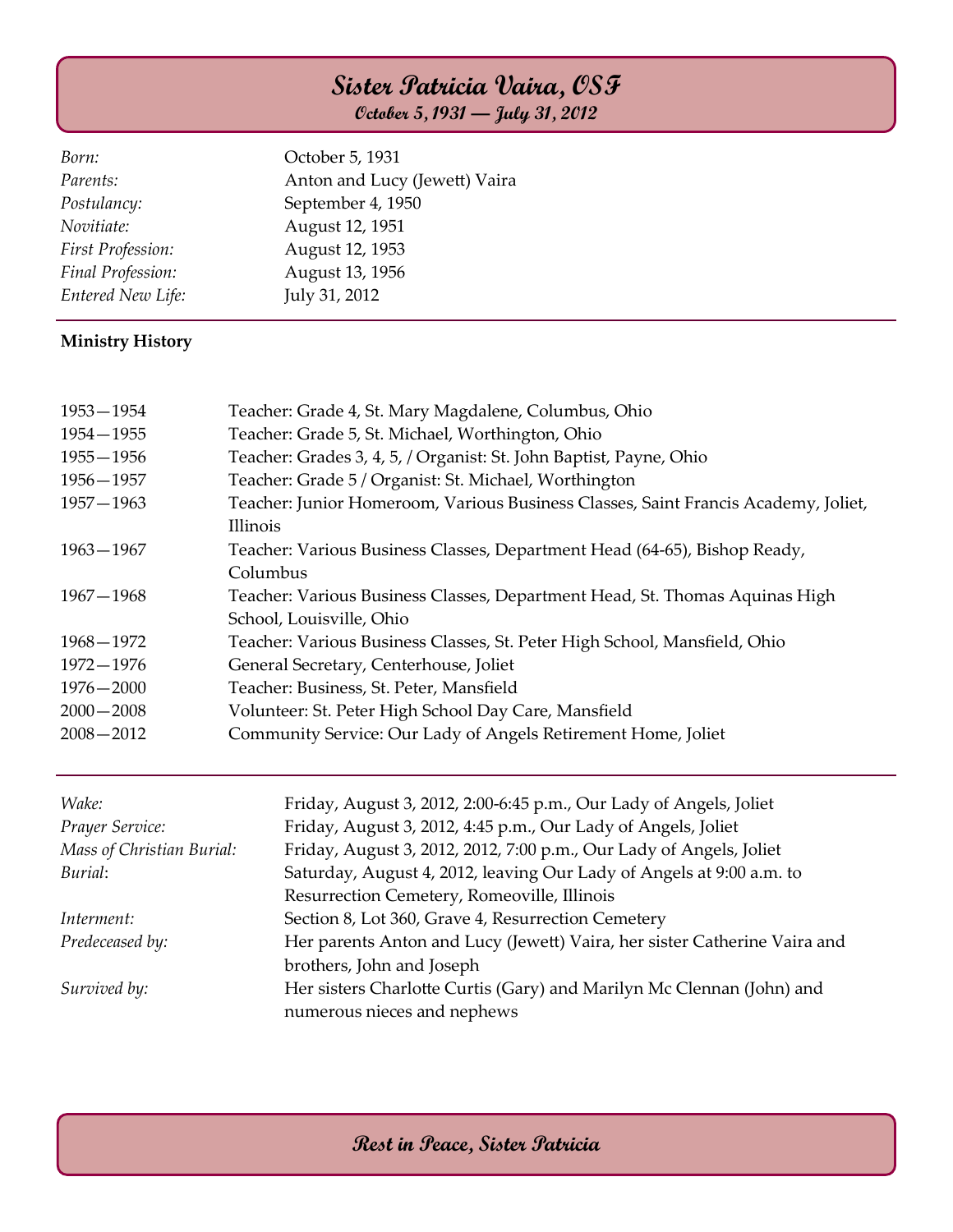# Sister Patricia Vaira, OSF

**October 5, 1931 — July 31, 2012**

| | |
|---|---|
| *Born:* | October 5, 1931 |
| *Parents:* | Anton and Lucy (Jewett) Vaira |
| *Postulancy:* | September 4, 1950 |
| *Novitiate:* | August 12, 1951 |
| *First Profession:* | August 12, 1953 |
| *Final Profession:* | August 13, 1956 |
| *Entered New Life:* | July 31, 2012 |

**Ministry History**

| | |
|---|---|
| 1953—1954 | Teacher: Grade 4, St. Mary Magdalene, Columbus, Ohio |
| 1954—1955 | Teacher: Grade 5, St. Michael, Worthington, Ohio |
| 1955—1956 | Teacher: Grades 3, 4, 5, / Organist: St. John Baptist, Payne, Ohio |
| 1956—1957 | Teacher: Grade 5 / Organist: St. Michael, Worthington |
| 1957—1963 | Teacher: Junior Homeroom, Various Business Classes, Saint Francis Academy, Joliet, Illinois |
| 1963—1967 | Teacher: Various Business Classes, Department Head (64-65), Bishop Ready, Columbus |
| 1967—1968 | Teacher: Various Business Classes, Department Head, St. Thomas Aquinas High School, Louisville, Ohio |
| 1968—1972 | Teacher: Various Business Classes, St. Peter High School, Mansfield, Ohio |
| 1972—1976 | General Secretary, Centerhouse, Joliet |
| 1976—2000 | Teacher: Business, St. Peter, Mansfield |
| 2000—2008 | Volunteer: St. Peter High School Day Care, Mansfield |
| 2008—2012 | Community Service: Our Lady of Angels Retirement Home, Joliet |

| | |
|---|---|
| *Wake:* | Friday, August 3, 2012, 2:00-6:45 p.m., Our Lady of Angels, Joliet |
| *Prayer Service:* | Friday, August 3, 2012, 4:45 p.m., Our Lady of Angels, Joliet |
| *Mass of Christian Burial:* | Friday, August 3, 2012, 2012, 7:00 p.m., Our Lady of Angels, Joliet |
| *Burial:* | Saturday, August 4, 2012, leaving Our Lady of Angels at 9:00 a.m. to Resurrection Cemetery, Romeoville, Illinois |
| *Interment:* | Section 8, Lot 360, Grave 4, Resurrection Cemetery |
| *Predeceased by:* | Her parents Anton and Lucy (Jewett) Vaira, her sister Catherine Vaira and brothers, John and Joseph |
| *Survived by:* | Her sisters Charlotte Curtis (Gary) and Marilyn Mc Clennan (John) and numerous nieces and nephews |

**Rest in Peace, Sister Patricia**